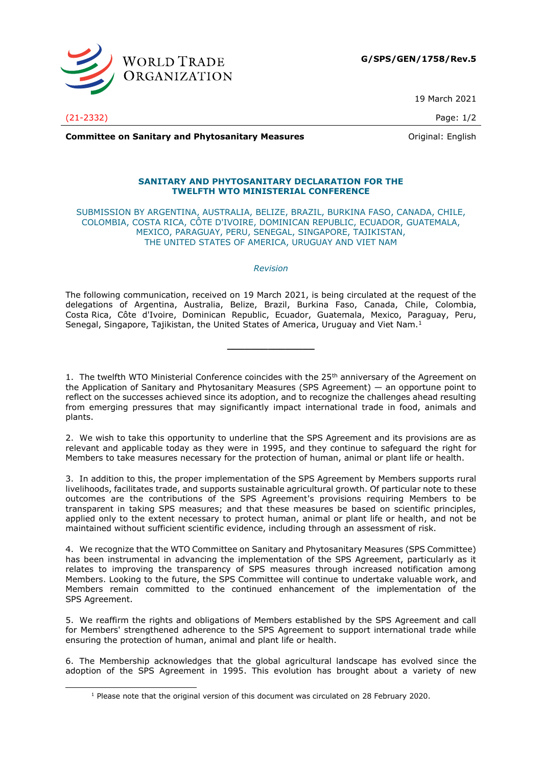G/SPS/GEN/1758/Rev.5

19 March 2021

(21-2332)

**Committee on Sanitary and Phytosanitary Measures**

Original: English

## SANITARY AND PHYTOSANITARY DECLARATION FOR THE TWELFTH WTO MINISTERIAL CONFERENCE

SUBMISSION BY ARGENTINA, AUSTRALIA, BELIZE, BRAZIL, BURKINA FASO, CANADA, CHILE, COLOMBIA, COSTA RICA, CÔTE D'IVOIRE, DOMINICAN REPUBLIC, ECUADOR, GUATEMALA, MEXICO, PARAGUAY, PERU, SENEGAL, SINGAPORE, TAJIKISTAN, THE UNITED STATES OF AMERICA, URUGUAY AND VIET NAM

*Revision*

The following communication, received on 19 March 2021, is being circulated at the request of the delegations of Argentina, Australia, Belize, Brazil, Burkina Faso, Canada, Chile, Colombia, Costa Rica, Côte d'Ivoire, Dominican Republic, Ecuador, Guatemala, Mexico, Paraguay, Peru, Senegal, Singapore, Tajikistan, the United States of America, Uruguay and Viet Nam.[1]

---

1. The twelfth WTO Ministerial Conference coincides with the 25th anniversary of the Agreement on the Application of Sanitary and Phytosanitary Measures (SPS Agreement) — an opportune point to reflect on the successes achieved since its adoption, and to recognize the challenges ahead resulting from emerging pressures that may significantly impact international trade in food, animals and plants.

2. We wish to take this opportunity to underline that the SPS Agreement and its provisions are as relevant and applicable today as they were in 1995, and they continue to safeguard the right for Members to take measures necessary for the protection of human, animal or plant life or health.

3. In addition to this, the proper implementation of the SPS Agreement by Members supports rural livelihoods, facilitates trade, and supports sustainable agricultural growth. Of particular note to these outcomes are the contributions of the SPS Agreement's provisions requiring Members to be transparent in taking SPS measures; and that these measures be based on scientific principles, applied only to the extent necessary to protect human, animal or plant life or health, and not be maintained without sufficient scientific evidence, including through an assessment of risk.

4. We recognize that the WTO Committee on Sanitary and Phytosanitary Measures (SPS Committee) has been instrumental in advancing the implementation of the SPS Agreement, particularly as it relates to improving the transparency of SPS measures through increased notification among Members. Looking to the future, the SPS Committee will continue to undertake valuable work, and Members remain committed to the continued enhancement of the implementation of the SPS Agreement.

5. We reaffirm the rights and obligations of Members established by the SPS Agreement and call for Members' strengthened adherence to the SPS Agreement to support international trade while ensuring the protection of human, animal and plant life or health.

6. The Membership acknowledges that the global agricultural landscape has evolved since the adoption of the SPS Agreement in 1995. This evolution has brought about a variety of new

[1] Please note that the original version of this document was circulated on 28 February 2020.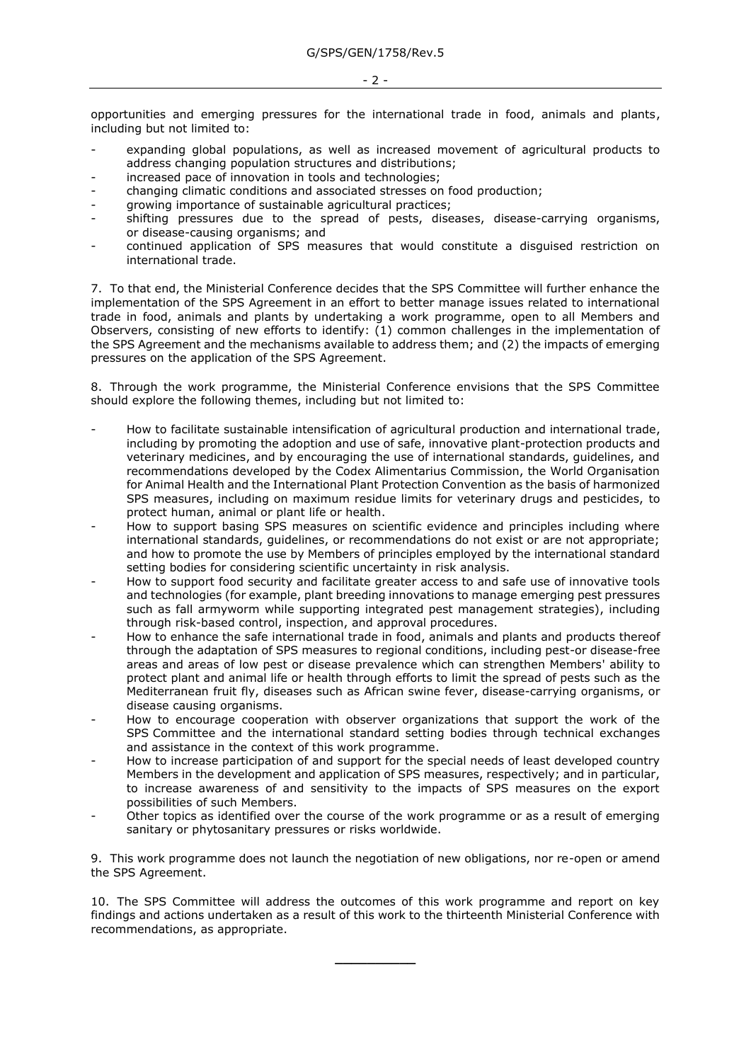opportunities and emerging pressures for the international trade in food, animals and plants, including but not limited to:

- expanding global populations, as well as increased movement of agricultural products to address changing population structures and distributions;
- increased pace of innovation in tools and technologies;
- changing climatic conditions and associated stresses on food production;
- growing importance of sustainable agricultural practices;
- shifting pressures due to the spread of pests, diseases, disease-carrying organisms, or disease-causing organisms; and
- continued application of SPS measures that would constitute a disguised restriction on international trade.

7. To that end, the Ministerial Conference decides that the SPS Committee will further enhance the implementation of the SPS Agreement in an effort to better manage issues related to international trade in food, animals and plants by undertaking a work programme, open to all Members and Observers, consisting of new efforts to identify: (1) common challenges in the implementation of the SPS Agreement and the mechanisms available to address them; and (2) the impacts of emerging pressures on the application of the SPS Agreement.

8. Through the work programme, the Ministerial Conference envisions that the SPS Committee should explore the following themes, including but not limited to:

- How to facilitate sustainable intensification of agricultural production and international trade, including by promoting the adoption and use of safe, innovative plant-protection products and veterinary medicines, and by encouraging the use of international standards, guidelines, and recommendations developed by the Codex Alimentarius Commission, the World Organisation for Animal Health and the International Plant Protection Convention as the basis of harmonized SPS measures, including on maximum residue limits for veterinary drugs and pesticides, to protect human, animal or plant life or health.
- How to support basing SPS measures on scientific evidence and principles including where international standards, guidelines, or recommendations do not exist or are not appropriate; and how to promote the use by Members of principles employed by the international standard setting bodies for considering scientific uncertainty in risk analysis.
- How to support food security and facilitate greater access to and safe use of innovative tools and technologies (for example, plant breeding innovations to manage emerging pest pressures such as fall armyworm while supporting integrated pest management strategies), including through risk-based control, inspection, and approval procedures.
- How to enhance the safe international trade in food, animals and plants and products thereof through the adaptation of SPS measures to regional conditions, including pest-or disease-free areas and areas of low pest or disease prevalence which can strengthen Members' ability to protect plant and animal life or health through efforts to limit the spread of pests such as the Mediterranean fruit fly, diseases such as African swine fever, disease-carrying organisms, or disease causing organisms.
- How to encourage cooperation with observer organizations that support the work of the SPS Committee and the international standard setting bodies through technical exchanges and assistance in the context of this work programme.
- How to increase participation of and support for the special needs of least developed country Members in the development and application of SPS measures, respectively; and in particular, to increase awareness of and sensitivity to the impacts of SPS measures on the export possibilities of such Members.
- Other topics as identified over the course of the work programme or as a result of emerging sanitary or phytosanitary pressures or risks worldwide.

9. This work programme does not launch the negotiation of new obligations, nor re-open or amend the SPS Agreement.

10. The SPS Committee will address the outcomes of this work programme and report on key findings and actions undertaken as a result of this work to the thirteenth Ministerial Conference with recommendations, as appropriate.

__________